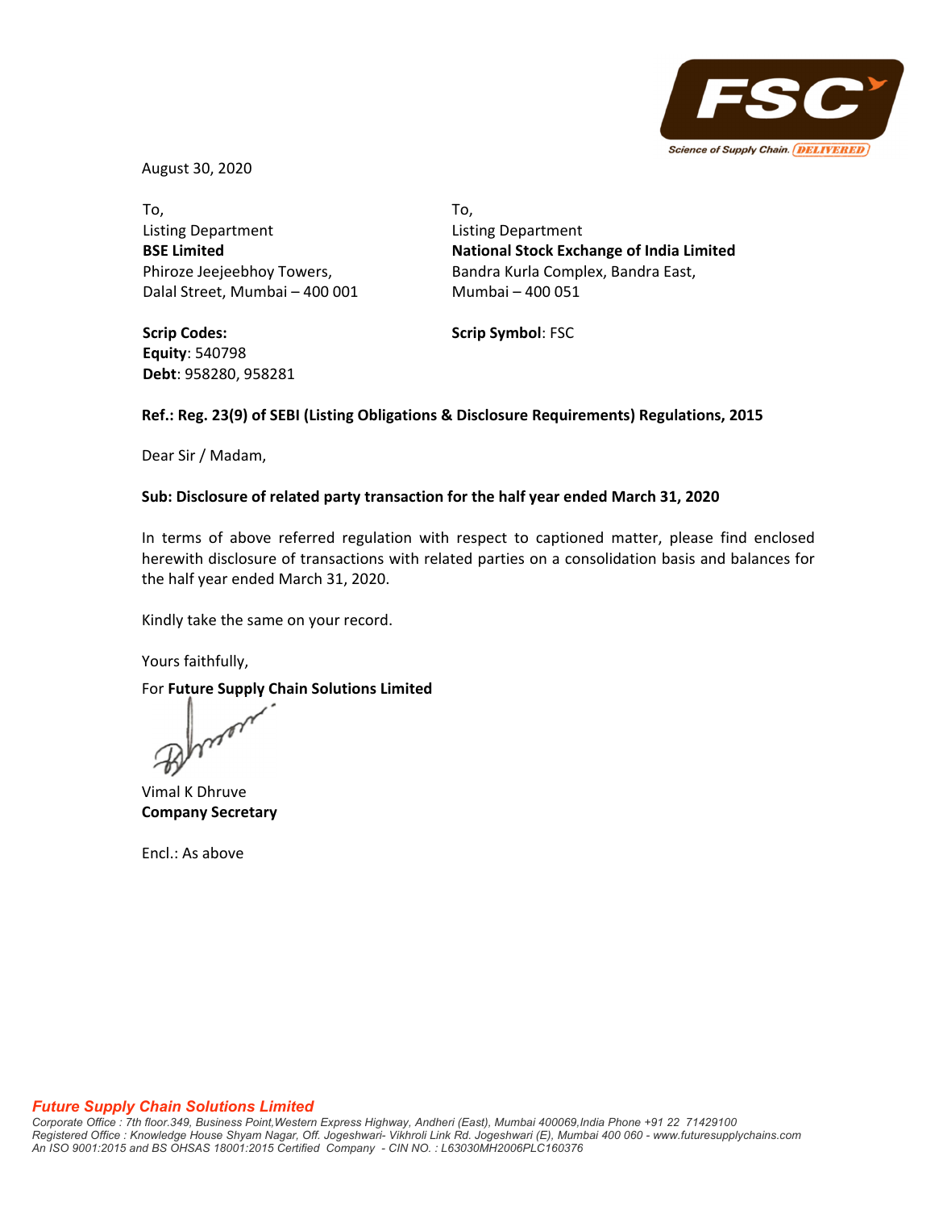August 30, 2020

To,
Listing Department
**BSE Limited**
Phiroze Jeejeebhoy Towers,
Dalal Street, Mumbai – 400 001

**Scrip Codes:**
**Equity**: 540798
**Debt**: 958280, 958281

To,
Listing Department
**National Stock Exchange of India Limited**
Bandra Kurla Complex, Bandra East,
Mumbai – 400 051

**Scrip Symbol**: FSC

**Ref.: Reg. 23(9) of SEBI (Listing Obligations & Disclosure Requirements) Regulations, 2015**

Dear Sir / Madam,

**Sub: Disclosure of related party transaction for the half year ended March 31, 2020**

In terms of above referred regulation with respect to captioned matter, please find enclosed herewith disclosure of transactions with related parties on a consolidation basis and balances for the half year ended March 31, 2020.

Kindly take the same on your record.

Yours faithfully,

For **Future Supply Chain Solutions Limited**

Vimal K Dhruve
**Company Secretary**

Encl.: As above

***Future Supply Chain Solutions Limited***
*Corporate Office : 7th floor.349, Business Point,Western Express Highway, Andheri (East), Mumbai 400069,India Phone +91 22 71429100*
*Registered Office : Knowledge House Shyam Nagar, Off. Jogeshwari- Vikhroli Link Rd. Jogeshwari (E), Mumbai 400 060 - www.futuresupplychains.com*
*An ISO 9001:2015 and BS OHSAS 18001:2015 Certified Company - CIN NO. : L63030MH2006PLC160376*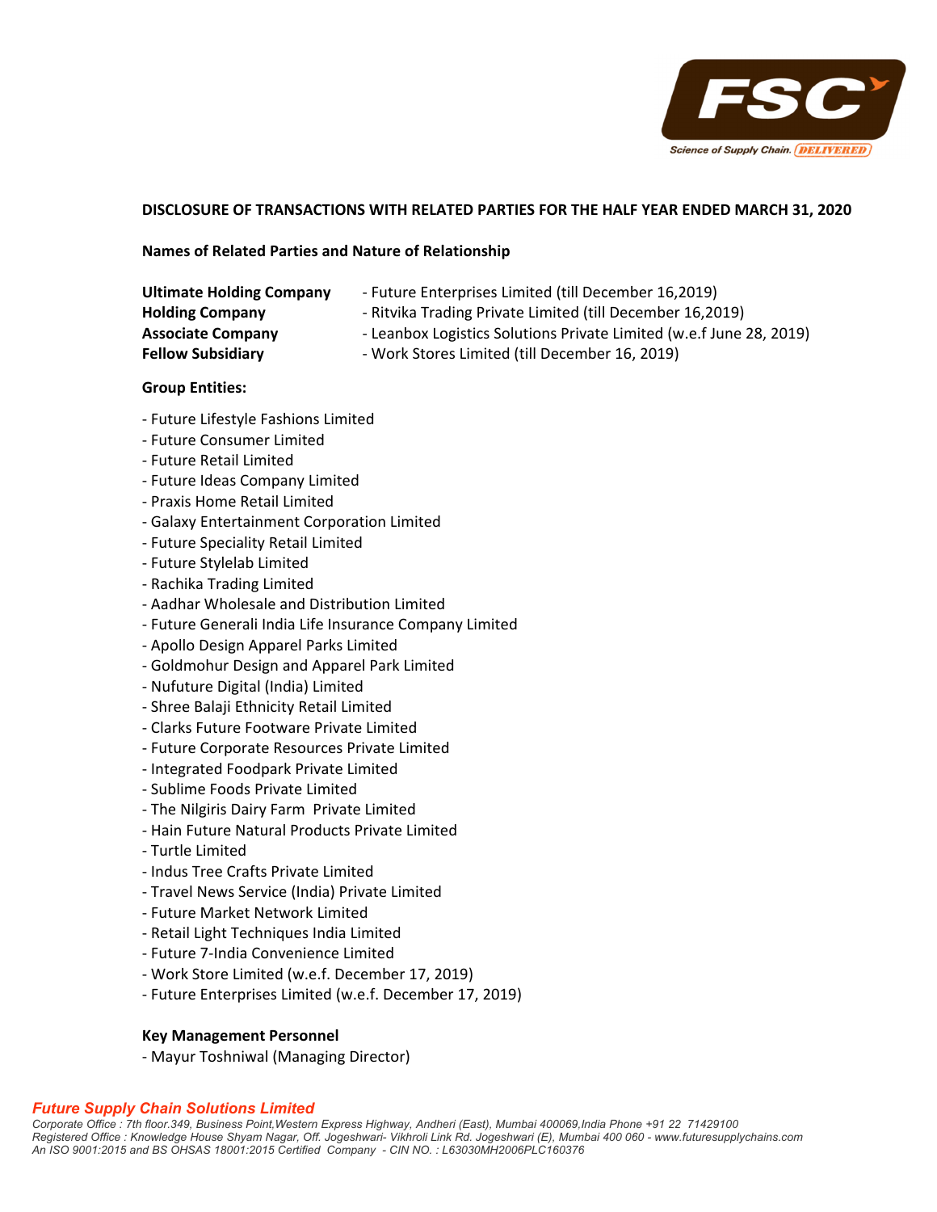## DISCLOSURE OF TRANSACTIONS WITH RELATED PARTIES FOR THE HALF YEAR ENDED MARCH 31, 2020

### Names of Related Parties and Nature of Relationship

| | |
|---|---|
| **Ultimate Holding Company** | - Future Enterprises Limited (till December 16,2019) |
| **Holding Company** | - Ritvika Trading Private Limited (till December 16,2019) |
| **Associate Company** | - Leanbox Logistics Solutions Private Limited (w.e.f June 28, 2019) |
| **Fellow Subsidiary** | - Work Stores Limited (till December 16, 2019) |

**Group Entities:**

- Future Lifestyle Fashions Limited
- Future Consumer Limited
- Future Retail Limited
- Future Ideas Company Limited
- Praxis Home Retail Limited
- Galaxy Entertainment Corporation Limited
- Future Speciality Retail Limited
- Future Stylelab Limited
- Rachika Trading Limited
- Aadhar Wholesale and Distribution Limited
- Future Generali India Life Insurance Company Limited
- Apollo Design Apparel Parks Limited
- Goldmohur Design and Apparel Park Limited
- Nufuture Digital (India) Limited
- Shree Balaji Ethnicity Retail Limited
- Clarks Future Footware Private Limited
- Future Corporate Resources Private Limited
- Integrated Foodpark Private Limited
- Sublime Foods Private Limited
- The Nilgiris Dairy Farm Private Limited
- Hain Future Natural Products Private Limited
- Turtle Limited
- Indus Tree Crafts Private Limited
- Travel News Service (India) Private Limited
- Future Market Network Limited
- Retail Light Techniques India Limited
- Future 7-India Convenience Limited
- Work Store Limited (w.e.f. December 17, 2019)
- Future Enterprises Limited (w.e.f. December 17, 2019)

**Key Management Personnel**

- Mayur Toshniwal (Managing Director)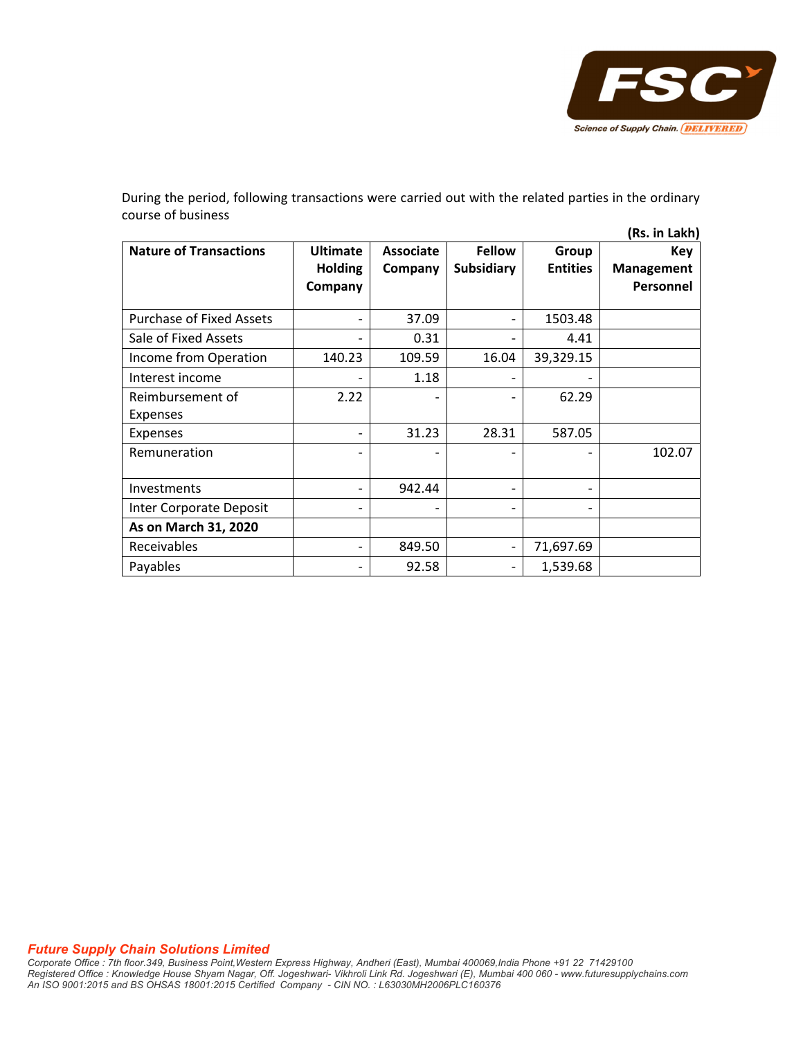During the period, following transactions were carried out with the related parties in the ordinary course of business

**(Rs. in Lakh)**

| Nature of Transactions | Ultimate Holding Company | Associate Company | Fellow Subsidiary | Group Entities | Key Management Personnel |
|---|---|---|---|---|---|
| Purchase of Fixed Assets | - | 37.09 | - | 1503.48 | |
| Sale of Fixed Assets | - | 0.31 | - | 4.41 | |
| Income from Operation | 140.23 | 109.59 | 16.04 | 39,329.15 | |
| Interest income | - | 1.18 | - | - | |
| Reimbursement of Expenses | 2.22 | - | - | 62.29 | |
| Expenses | - | 31.23 | 28.31 | 587.05 | |
| Remuneration | - | - | - | - | 102.07 |
| Investments | - | 942.44 | - | - | |
| Inter Corporate Deposit | - | - | - | - | |
| **As on March 31, 2020** | | | | | |
| Receivables | - | 849.50 | - | 71,697.69 | |
| Payables | - | 92.58 | - | 1,539.68 | |